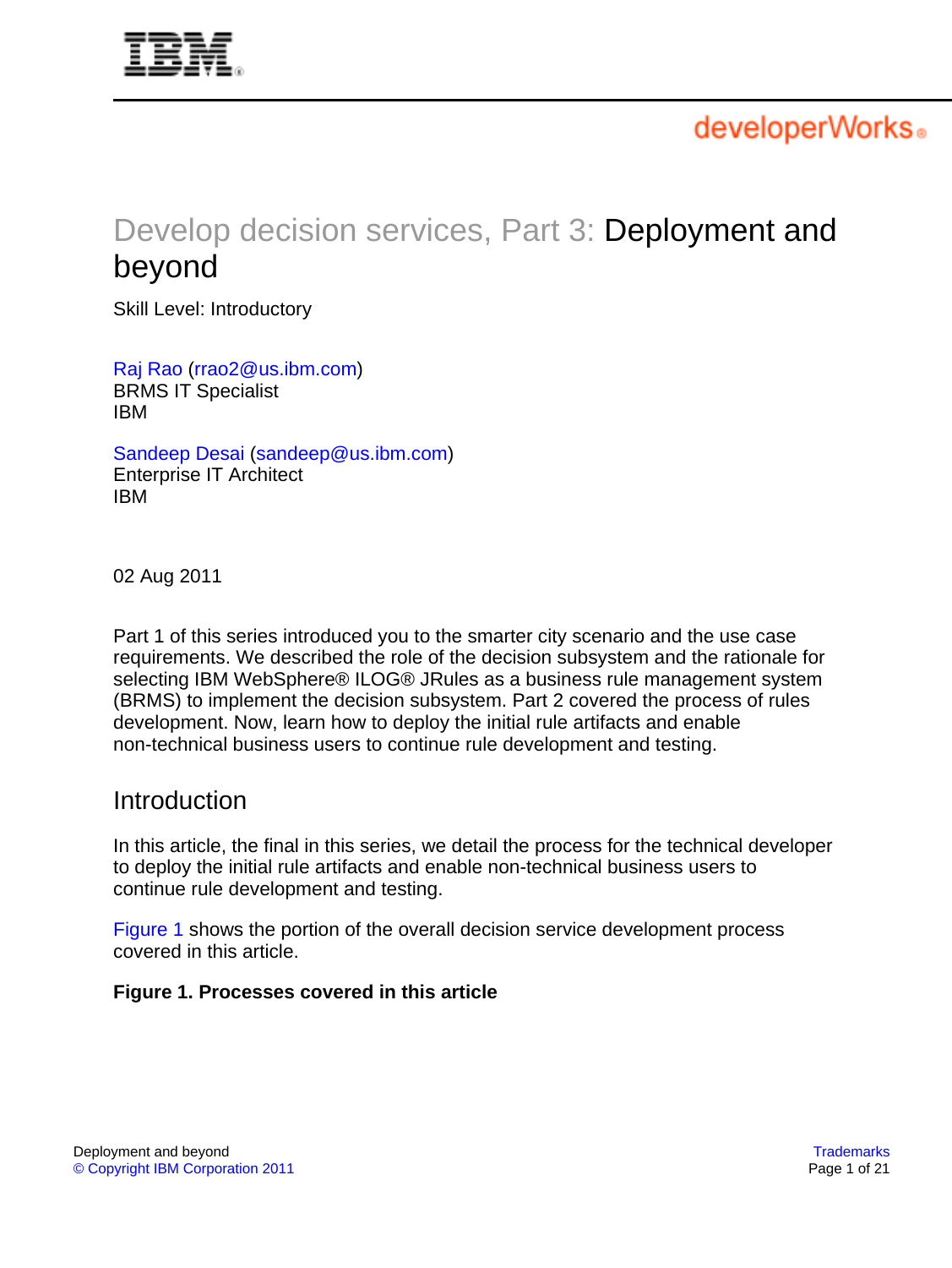# Develop decision services, Part 3: Deployment and beyond

Skill Level: Introductory

Raj Rao (rrao2@us.ibm.com)
BRMS IT Specialist
IBM

Sandeep Desai (sandeep@us.ibm.com)
Enterprise IT Architect
IBM

02 Aug 2011

Part 1 of this series introduced you to the smarter city scenario and the use case requirements. We described the role of the decision subsystem and the rationale for selecting IBM WebSphere® ILOG® JRules as a business rule management system (BRMS) to implement the decision subsystem. Part 2 covered the process of rules development. Now, learn how to deploy the initial rule artifacts and enable non-technical business users to continue rule development and testing.

## Introduction

In this article, the final in this series, we detail the process for the technical developer to deploy the initial rule artifacts and enable non-technical business users to continue rule development and testing.

Figure 1 shows the portion of the overall decision service development process covered in this article.

**Figure 1. Processes covered in this article**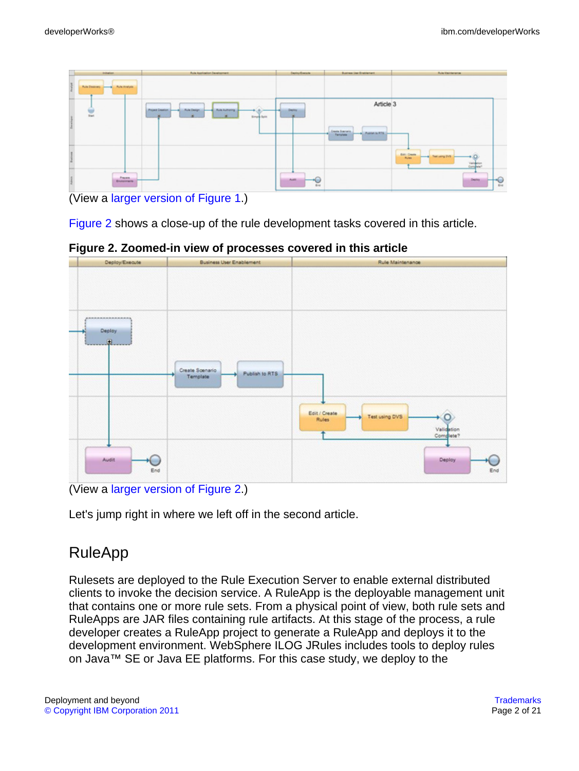(View a larger version of Figure 1.)

Figure 2 shows a close-up of the rule development tasks covered in this article.

**Figure 2. Zoomed-in view of processes covered in this article**

(View a larger version of Figure 2.)

Let's jump right in where we left off in the second article.

## RuleApp

Rulesets are deployed to the Rule Execution Server to enable external distributed clients to invoke the decision service. A RuleApp is the deployable management unit that contains one or more rule sets. From a physical point of view, both rule sets and RuleApps are JAR files containing rule artifacts. At this stage of the process, a rule developer creates a RuleApp project to generate a RuleApp and deploys it to the development environment. WebSphere ILOG JRules includes tools to deploy rules on Java™ SE or Java EE platforms. For this case study, we deploy to the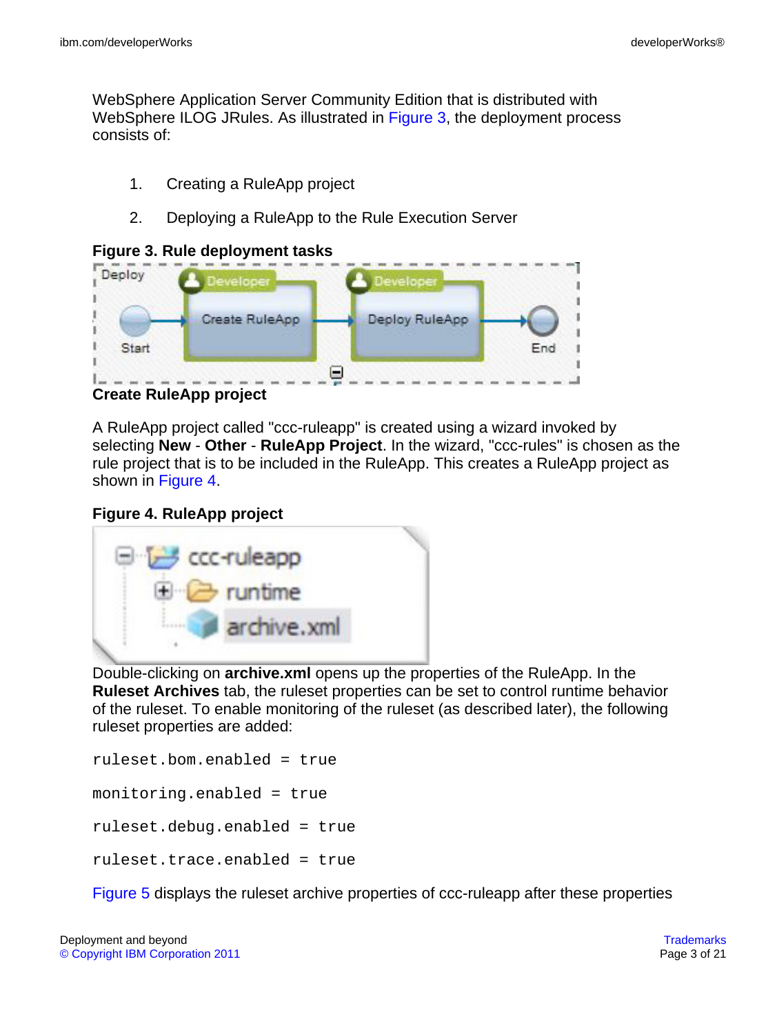WebSphere Application Server Community Edition that is distributed with WebSphere ILOG JRules. As illustrated in Figure 3, the deployment process consists of:

1. Creating a RuleApp project
2. Deploying a RuleApp to the Rule Execution Server

**Figure 3. Rule deployment tasks**

### Create RuleApp project

A RuleApp project called "ccc-ruleapp" is created using a wizard invoked by selecting **New** - **Other** - **RuleApp Project**. In the wizard, "ccc-rules" is chosen as the rule project that is to be included in the RuleApp. This creates a RuleApp project as shown in Figure 4.

**Figure 4. RuleApp project**

Double-clicking on **archive.xml** opens up the properties of the RuleApp. In the **Ruleset Archives** tab, the ruleset properties can be set to control runtime behavior of the ruleset. To enable monitoring of the ruleset (as described later), the following ruleset properties are added:

```
ruleset.bom.enabled = true

monitoring.enabled = true

ruleset.debug.enabled = true

ruleset.trace.enabled = true
```

Figure 5 displays the ruleset archive properties of ccc-ruleapp after these properties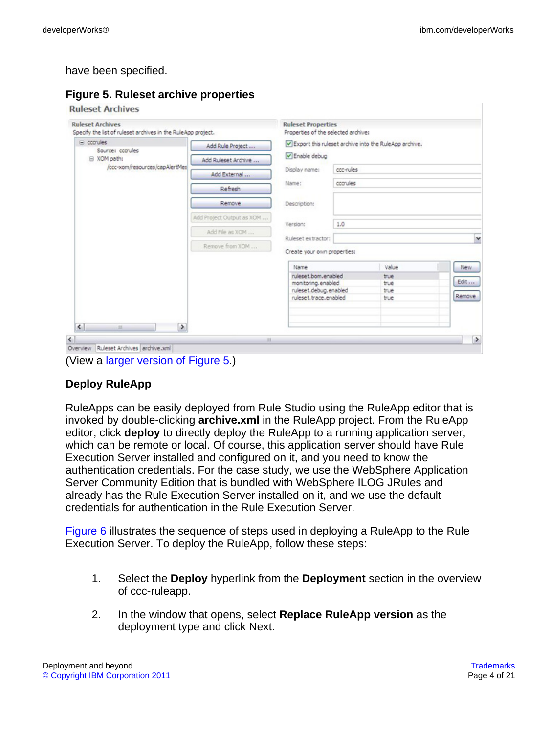have been specified.

**Figure 5. Ruleset archive properties**

(View a larger version of Figure 5.)

### Deploy RuleApp

RuleApps can be easily deployed from Rule Studio using the RuleApp editor that is invoked by double-clicking **archive.xml** in the RuleApp project. From the RuleApp editor, click **deploy** to directly deploy the RuleApp to a running application server, which can be remote or local. Of course, this application server should have Rule Execution Server installed and configured on it, and you need to know the authentication credentials. For the case study, we use the WebSphere Application Server Community Edition that is bundled with WebSphere ILOG JRules and already has the Rule Execution Server installed on it, and we use the default credentials for authentication in the Rule Execution Server.

Figure 6 illustrates the sequence of steps used in deploying a RuleApp to the Rule Execution Server. To deploy the RuleApp, follow these steps:

1. Select the **Deploy** hyperlink from the **Deployment** section in the overview of ccc-ruleapp.
2. In the window that opens, select **Replace RuleApp version** as the deployment type and click Next.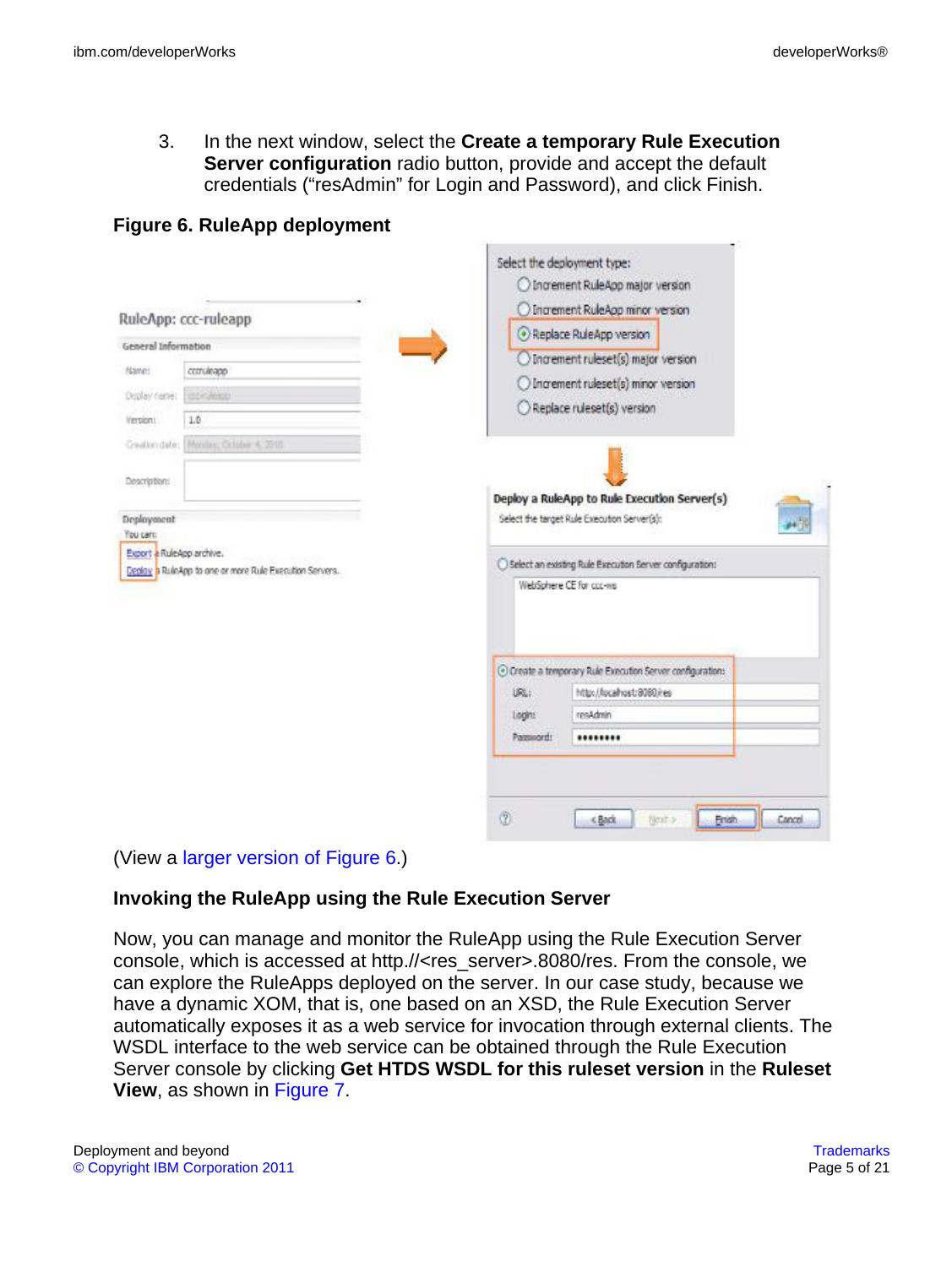3. In the next window, select the **Create a temporary Rule Execution Server configuration** radio button, provide and accept the default credentials ("resAdmin" for Login and Password), and click Finish.

**Figure 6. RuleApp deployment**

(View a larger version of Figure 6.)

### Invoking the RuleApp using the Rule Execution Server

Now, you can manage and monitor the RuleApp using the Rule Execution Server console, which is accessed at http.//<res_server>.8080/res. From the console, we can explore the RuleApps deployed on the server. In our case study, because we have a dynamic XOM, that is, one based on an XSD, the Rule Execution Server automatically exposes it as a web service for invocation through external clients. The WSDL interface to the web service can be obtained through the Rule Execution Server console by clicking **Get HTDS WSDL for this ruleset version** in the **Ruleset View**, as shown in Figure 7.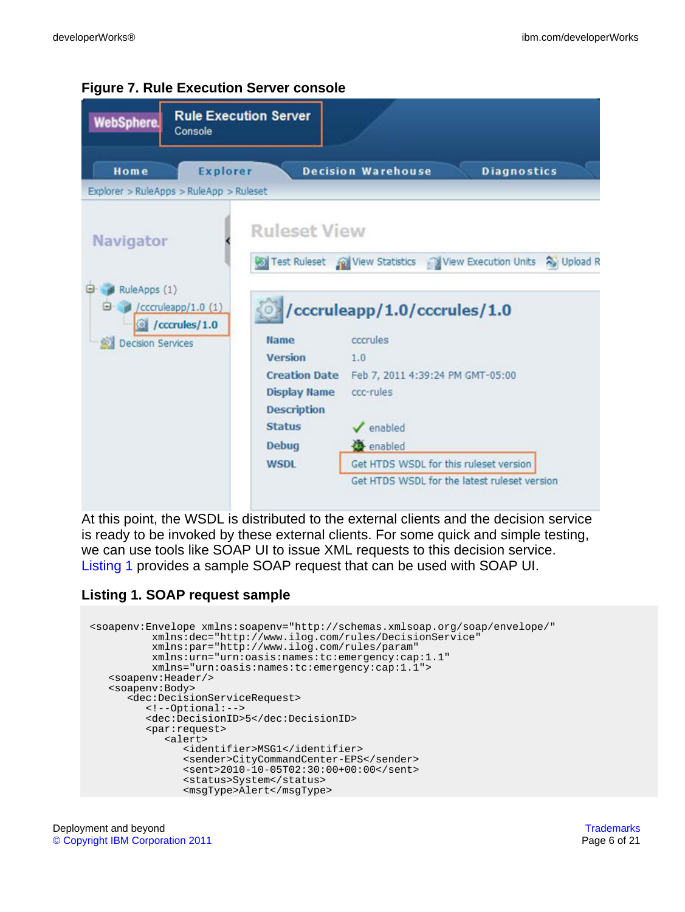**Figure 7. Rule Execution Server console**

At this point, the WSDL is distributed to the external clients and the decision service is ready to be invoked by these external clients. For some quick and simple testing, we can use tools like SOAP UI to issue XML requests to this decision service. Listing 1 provides a sample SOAP request that can be used with SOAP UI.

### Listing 1. SOAP request sample

```
<soapenv:Envelope xmlns:soapenv="http://schemas.xmlsoap.org/soap/envelope/"
          xmlns:dec="http://www.ilog.com/rules/DecisionService"
          xmlns:par="http://www.ilog.com/rules/param"
          xmlns:urn="urn:oasis:names:tc:emergency:cap:1.1"
          xmlns="urn:oasis:names:tc:emergency:cap:1.1">
   <soapenv:Header/>
   <soapenv:Body>
      <dec:DecisionServiceRequest>
         <!--Optional:-->
         <dec:DecisionID>5</dec:DecisionID>
         <par:request>
            <alert>
               <identifier>MSG1</identifier>
               <sender>CityCommandCenter-EPS</sender>
               <sent>2010-10-05T02:30:00+00:00</sent>
               <status>System</status>
               <msgType>Alert</msgType>
```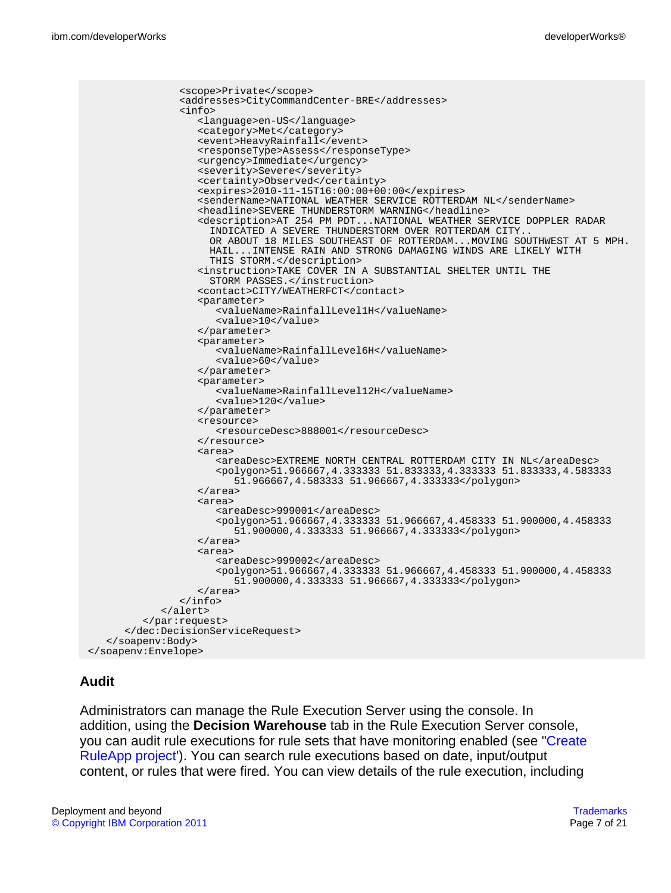```
                <scope>Private</scope>
                <addresses>CityCommandCenter-BRE</addresses>
                <info>
                   <language>en-US</language>
                   <category>Met</category>
                   <event>HeavyRainfall</event>
                   <responseType>Assess</responseType>
                   <urgency>Immediate</urgency>
                   <severity>Severe</severity>
                   <certainty>Observed</certainty>
                   <expires>2010-11-15T16:00:00+00:00</expires>
                   <senderName>NATIONAL WEATHER SERVICE ROTTERDAM NL</senderName>
                   <headline>SEVERE THUNDERSTORM WARNING</headline>
                   <description>AT 254 PM PDT...NATIONAL WEATHER SERVICE DOPPLER RADAR
                     INDICATED A SEVERE THUNDERSTORM OVER ROTTERDAM CITY..
                     OR ABOUT 18 MILES SOUTHEAST OF ROTTERDAM...MOVING SOUTHWEST AT 5 MPH.
                     HAIL...INTENSE RAIN AND STRONG DAMAGING WINDS ARE LIKELY WITH
                     THIS STORM.</description>
                   <instruction>TAKE COVER IN A SUBSTANTIAL SHELTER UNTIL THE
                     STORM PASSES.</instruction>
                   <contact>CITY/WEATHERFCT</contact>
                   <parameter>
                      <valueName>RainfallLevel1H</valueName>
                      <value>10</value>
                   </parameter>
                   <parameter>
                      <valueName>RainfallLevel6H</valueName>
                      <value>60</value>
                   </parameter>
                   <parameter>
                      <valueName>RainfallLevel12H</valueName>
                      <value>120</value>
                   </parameter>
                   <resource>
                      <resourceDesc>888001</resourceDesc>
                   </resource>
                   <area>
                      <areaDesc>EXTREME NORTH CENTRAL ROTTERDAM CITY IN NL</areaDesc>
                      <polygon>51.966667,4.333333 51.833333,4.333333 51.833333,4.583333
                         51.966667,4.583333 51.966667,4.333333</polygon>
                   </area>
                   <area>
                      <areaDesc>999001</areaDesc>
                      <polygon>51.966667,4.333333 51.966667,4.458333 51.900000,4.458333
                         51.900000,4.333333 51.966667,4.333333</polygon>
                   </area>
                   <area>
                      <areaDesc>999002</areaDesc>
                      <polygon>51.966667,4.333333 51.966667,4.458333 51.900000,4.458333
                         51.900000,4.333333 51.966667,4.333333</polygon>
                   </area>
                </info>
             </alert>
          </par:request>
       </dec:DecisionServiceRequest>
    </soapenv:Body>
 </soapenv:Envelope>
```

### Audit

Administrators can manage the Rule Execution Server using the console. In addition, using the **Decision Warehouse** tab in the Rule Execution Server console, you can audit rule executions for rule sets that have monitoring enabled (see "Create RuleApp project"). You can search rule executions based on date, input/output content, or rules that were fired. You can view details of the rule execution, including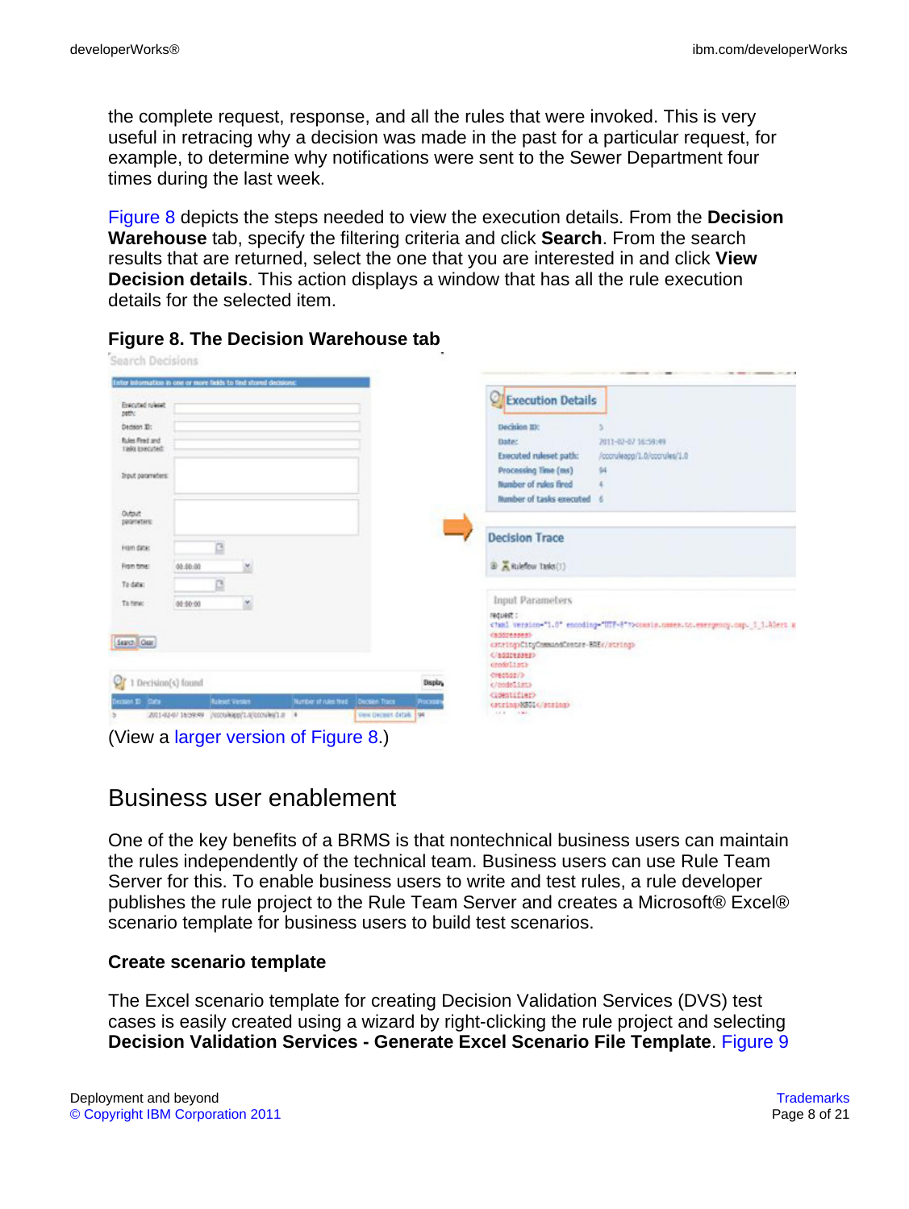the complete request, response, and all the rules that were invoked. This is very useful in retracing why a decision was made in the past for a particular request, for example, to determine why notifications were sent to the Sewer Department four times during the last week.

Figure 8 depicts the steps needed to view the execution details. From the **Decision Warehouse** tab, specify the filtering criteria and click **Search**. From the search results that are returned, select the one that you are interested in and click **View Decision details**. This action displays a window that has all the rule execution details for the selected item.

**Figure 8. The Decision Warehouse tab**

(View a larger version of Figure 8.)

## Business user enablement

One of the key benefits of a BRMS is that nontechnical business users can maintain the rules independently of the technical team. Business users can use Rule Team Server for this. To enable business users to write and test rules, a rule developer publishes the rule project to the Rule Team Server and creates a Microsoft® Excel® scenario template for business users to build test scenarios.

### Create scenario template

The Excel scenario template for creating Decision Validation Services (DVS) test cases is easily created using a wizard by right-clicking the rule project and selecting **Decision Validation Services - Generate Excel Scenario File Template**. Figure 9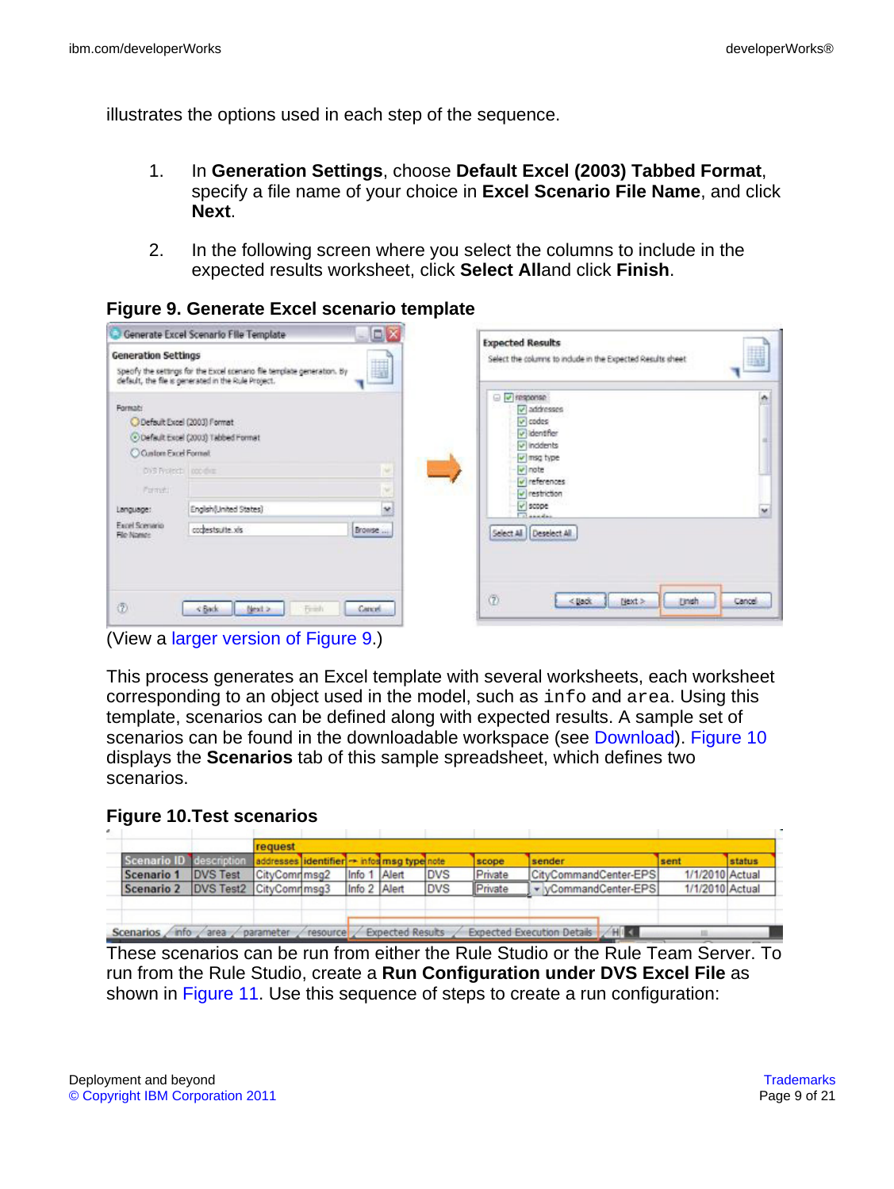illustrates the options used in each step of the sequence.

1. In **Generation Settings**, choose **Default Excel (2003) Tabbed Format**, specify a file name of your choice in **Excel Scenario File Name**, and click **Next**.
2. In the following screen where you select the columns to include in the expected results worksheet, click **Select All**and click **Finish**.

**Figure 9. Generate Excel scenario template**

(View a larger version of Figure 9.)

This process generates an Excel template with several worksheets, each worksheet corresponding to an object used in the model, such as `info` and `area`. Using this template, scenarios can be defined along with expected results. A sample set of scenarios can be found in the downloadable workspace (see Download). Figure 10 displays the **Scenarios** tab of this sample spreadsheet, which defines two scenarios.

**Figure 10.Test scenarios**

These scenarios can be run from either the Rule Studio or the Rule Team Server. To run from the Rule Studio, create a **Run Configuration under DVS Excel File** as shown in Figure 11. Use this sequence of steps to create a run configuration: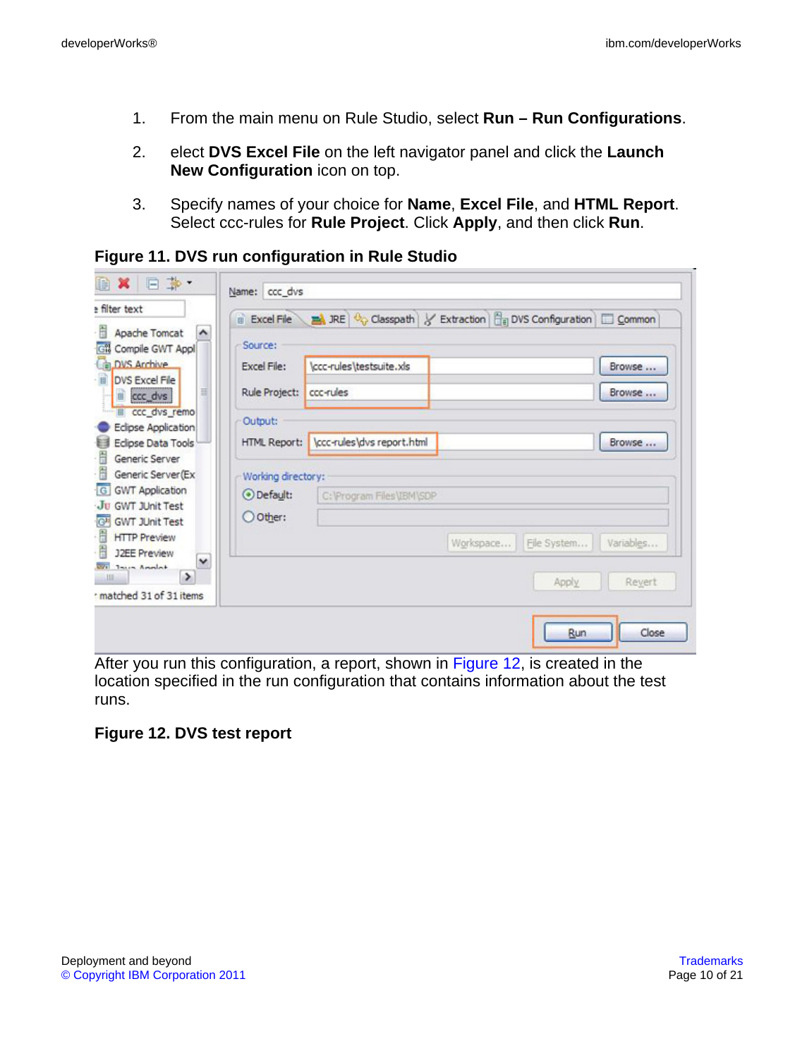1. From the main menu on Rule Studio, select **Run – Run Configurations**.

2. elect **DVS Excel File** on the left navigator panel and click the **Launch New Configuration** icon on top.

3. Specify names of your choice for **Name**, **Excel File**, and **HTML Report**. Select ccc-rules for **Rule Project**. Click **Apply**, and then click **Run**.

**Figure 11. DVS run configuration in Rule Studio**

After you run this configuration, a report, shown in Figure 12, is created in the location specified in the run configuration that contains information about the test runs.

**Figure 12. DVS test report**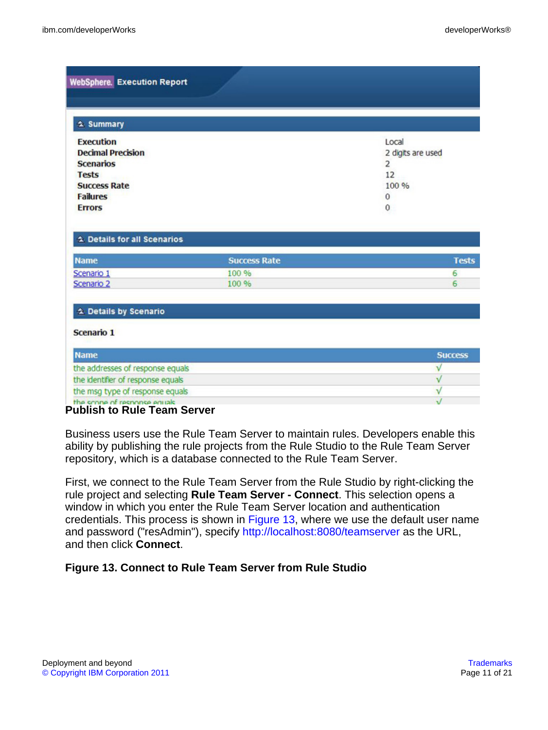| WebSphere. Execution Report | |
|---|---|

**Summary**

| | |
|---|---|
| **Execution** | Local |
| **Decimal Precision** | 2 digits are used |
| **Scenarios** | 2 |
| **Tests** | 12 |
| **Success Rate** | 100 % |
| **Failures** | 0 |
| **Errors** | 0 |

**Details for all Scenarios**

| Name | Success Rate | Tests |
|---|---|---|
| Scenario 1 | 100 % | 6 |
| Scenario 2 | 100 % | 6 |

**Details by Scenario**

**Scenario 1**

| Name | Success |
|---|---|
| the addresses of response equals | √ |
| the identifier of response equals | √ |
| the msg type of response equals | √ |
| the scope of response equals | √ |

### Publish to Rule Team Server

Business users use the Rule Team Server to maintain rules. Developers enable this ability by publishing the rule projects from the Rule Studio to the Rule Team Server repository, which is a database connected to the Rule Team Server.

First, we connect to the Rule Team Server from the Rule Studio by right-clicking the rule project and selecting **Rule Team Server - Connect**. This selection opens a window in which you enter the Rule Team Server location and authentication credentials. This process is shown in Figure 13, where we use the default user name and password ("resAdmin"), specify http://localhost:8080/teamserver as the URL, and then click **Connect**.

**Figure 13. Connect to Rule Team Server from Rule Studio**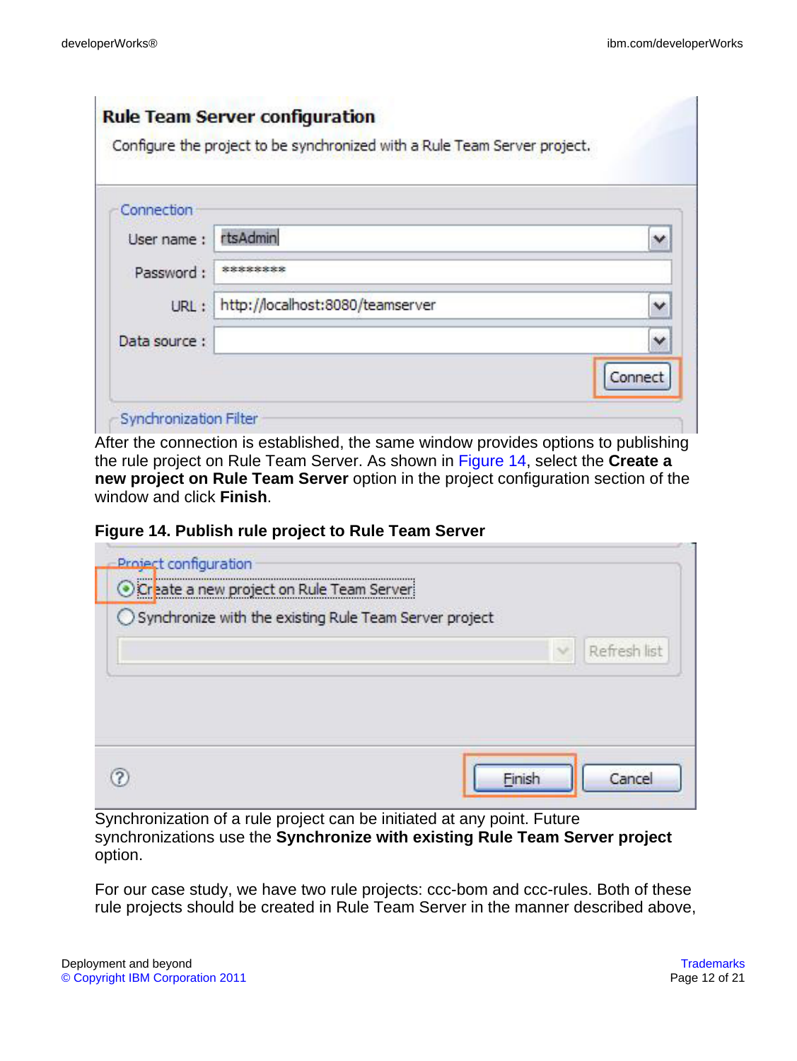After the connection is established, the same window provides options to publishing the rule project on Rule Team Server. As shown in Figure 14, select the **Create a new project on Rule Team Server** option in the project configuration section of the window and click **Finish**.

**Figure 14. Publish rule project to Rule Team Server**

Synchronization of a rule project can be initiated at any point. Future synchronizations use the **Synchronize with existing Rule Team Server project** option.

For our case study, we have two rule projects: ccc-bom and ccc-rules. Both of these rule projects should be created in Rule Team Server in the manner described above,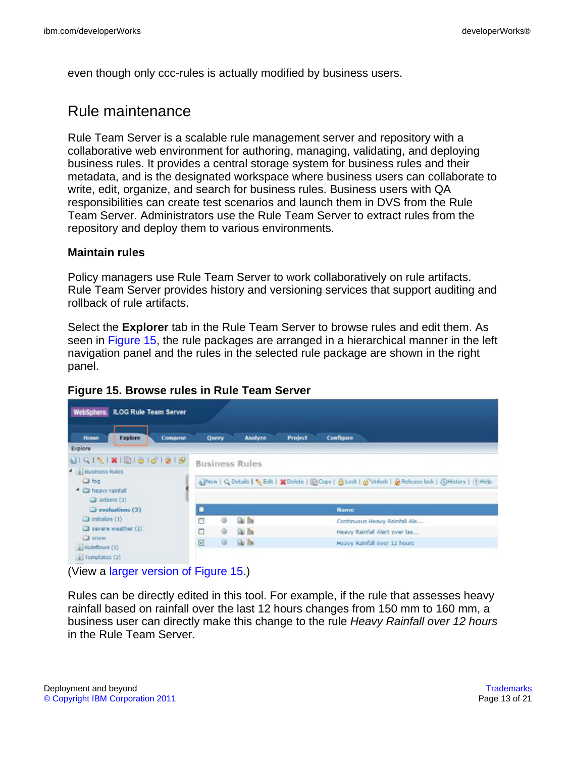even though only ccc-rules is actually modified by business users.

## Rule maintenance

Rule Team Server is a scalable rule management server and repository with a collaborative web environment for authoring, managing, validating, and deploying business rules. It provides a central storage system for business rules and their metadata, and is the designated workspace where business users can collaborate to write, edit, organize, and search for business rules. Business users with QA responsibilities can create test scenarios and launch them in DVS from the Rule Team Server. Administrators use the Rule Team Server to extract rules from the repository and deploy them to various environments.

### Maintain rules

Policy managers use Rule Team Server to work collaboratively on rule artifacts. Rule Team Server provides history and versioning services that support auditing and rollback of rule artifacts.

Select the **Explorer** tab in the Rule Team Server to browse rules and edit them. As seen in Figure 15, the rule packages are arranged in a hierarchical manner in the left navigation panel and the rules in the selected rule package are shown in the right panel.

**Figure 15. Browse rules in Rule Team Server**

(View a larger version of Figure 15.)

Rules can be directly edited in this tool. For example, if the rule that assesses heavy rainfall based on rainfall over the last 12 hours changes from 150 mm to 160 mm, a business user can directly make this change to the rule *Heavy Rainfall over 12 hours* in the Rule Team Server.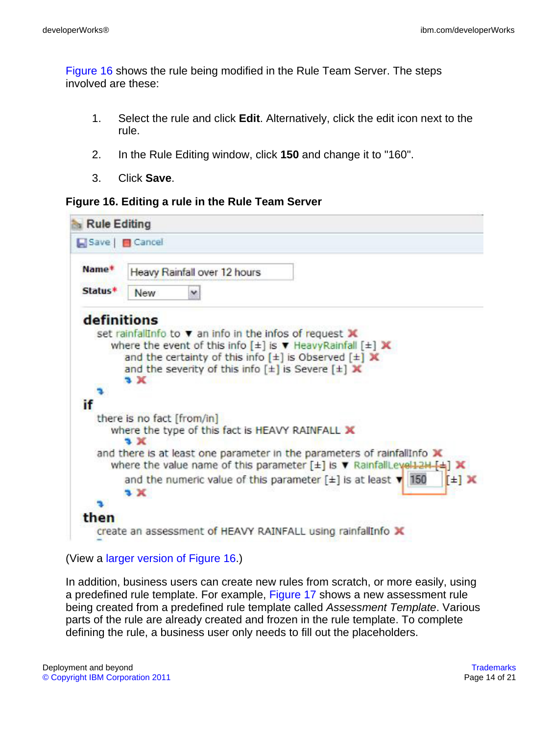Figure 16 shows the rule being modified in the Rule Team Server. The steps involved are these:

1. Select the rule and click **Edit**. Alternatively, click the edit icon next to the rule.
2. In the Rule Editing window, click **150** and change it to "160".
3. Click **Save**.

**Figure 16. Editing a rule in the Rule Team Server**

(View a larger version of Figure 16.)

In addition, business users can create new rules from scratch, or more easily, using a predefined rule template. For example, Figure 17 shows a new assessment rule being created from a predefined rule template called *Assessment Template*. Various parts of the rule are already created and frozen in the rule template. To complete defining the rule, a business user only needs to fill out the placeholders.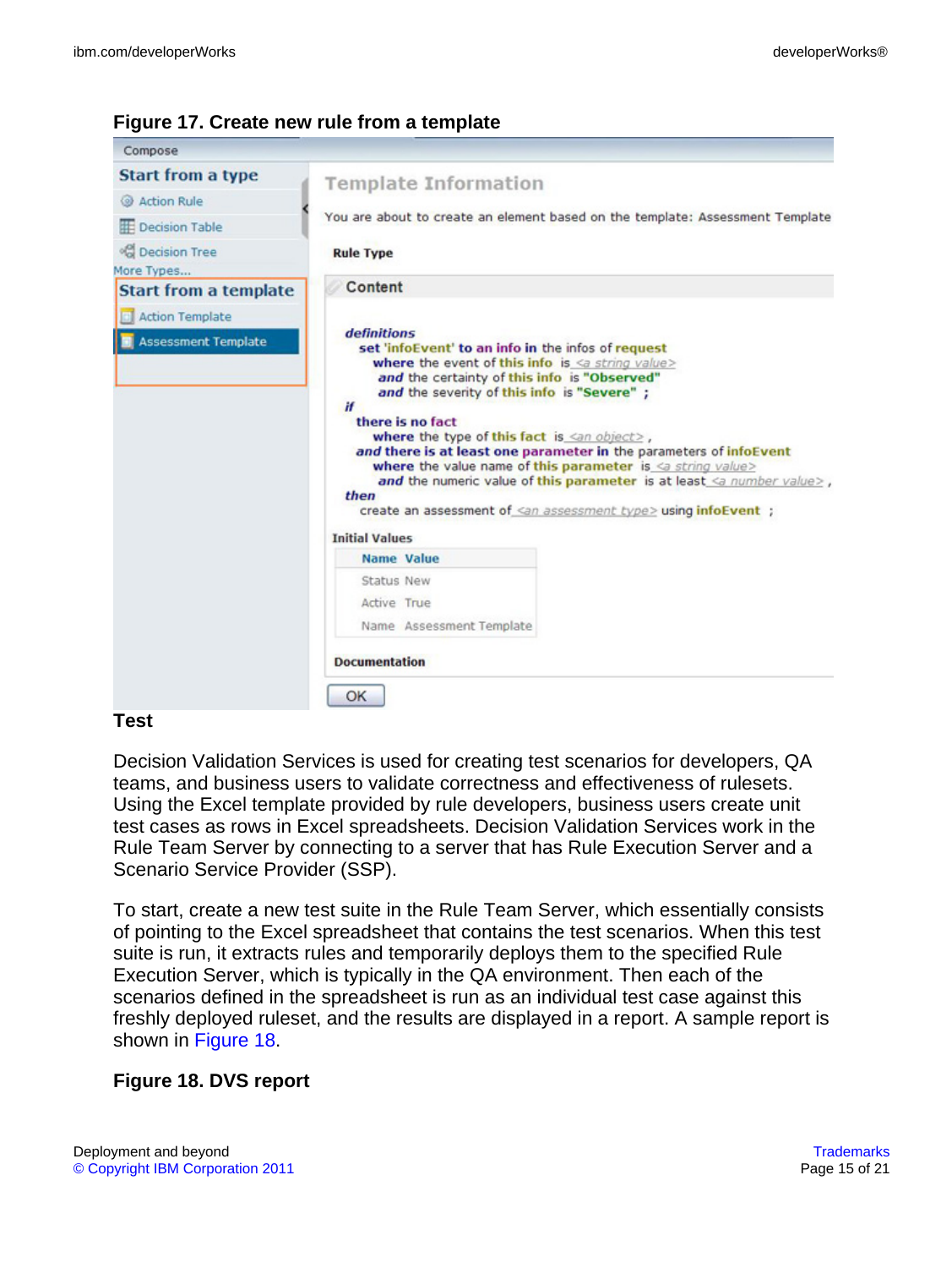**Figure 17. Create new rule from a template**

Compose

**Start from a type**

- Action Rule
- Decision Table
- Decision Tree

More Types...

**Start from a template**

- Action Template
- Assessment Template

**Template Information**

You are about to create an element based on the template: Assessment Template

**Rule Type**

**Content**

```
definitions
  set 'infoEvent' to an info in the infos of request
     where the event of this info is <a string value>
      and the certainty of this info is "Observed"
      and the severity of this info is "Severe" ;
if
   there is no fact
     where the type of this fact is <an object> ,
   and there is at least one parameter in the parameters of infoEvent
     where the value name of this parameter is <a string value>
      and the numeric value of this parameter is at least <a number value> ,
then
  create an assessment of <an assessment type> using infoEvent ;
```

**Initial Values**

| Name | Value |
|---|---|
| Status | New |
| Active | True |
| Name | Assessment Template |

**Documentation**

OK

## Test

Decision Validation Services is used for creating test scenarios for developers, QA teams, and business users to validate correctness and effectiveness of rulesets. Using the Excel template provided by rule developers, business users create unit test cases as rows in Excel spreadsheets. Decision Validation Services work in the Rule Team Server by connecting to a server that has Rule Execution Server and a Scenario Service Provider (SSP).

To start, create a new test suite in the Rule Team Server, which essentially consists of pointing to the Excel spreadsheet that contains the test scenarios. When this test suite is run, it extracts rules and temporarily deploys them to the specified Rule Execution Server, which is typically in the QA environment. Then each of the scenarios defined in the spreadsheet is run as an individual test case against this freshly deployed ruleset, and the results are displayed in a report. A sample report is shown in Figure 18.

**Figure 18. DVS report**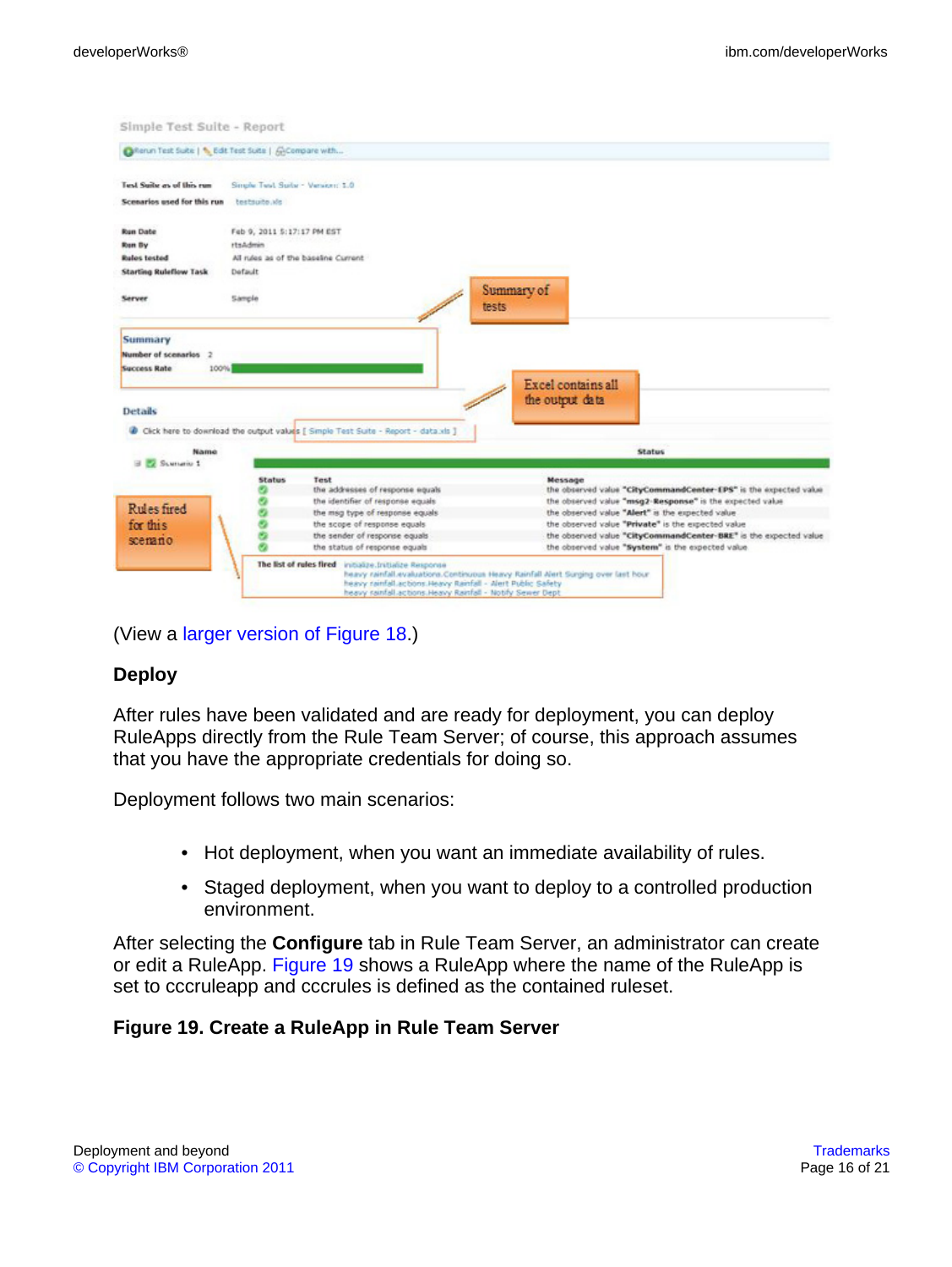(View a larger version of Figure 18.)

### Deploy

After rules have been validated and are ready for deployment, you can deploy RuleApps directly from the Rule Team Server; of course, this approach assumes that you have the appropriate credentials for doing so.

Deployment follows two main scenarios:

- Hot deployment, when you want an immediate availability of rules.
- Staged deployment, when you want to deploy to a controlled production environment.

After selecting the **Configure** tab in Rule Team Server, an administrator can create or edit a RuleApp. Figure 19 shows a RuleApp where the name of the RuleApp is set to cccruleapp and cccrules is defined as the contained ruleset.

**Figure 19. Create a RuleApp in Rule Team Server**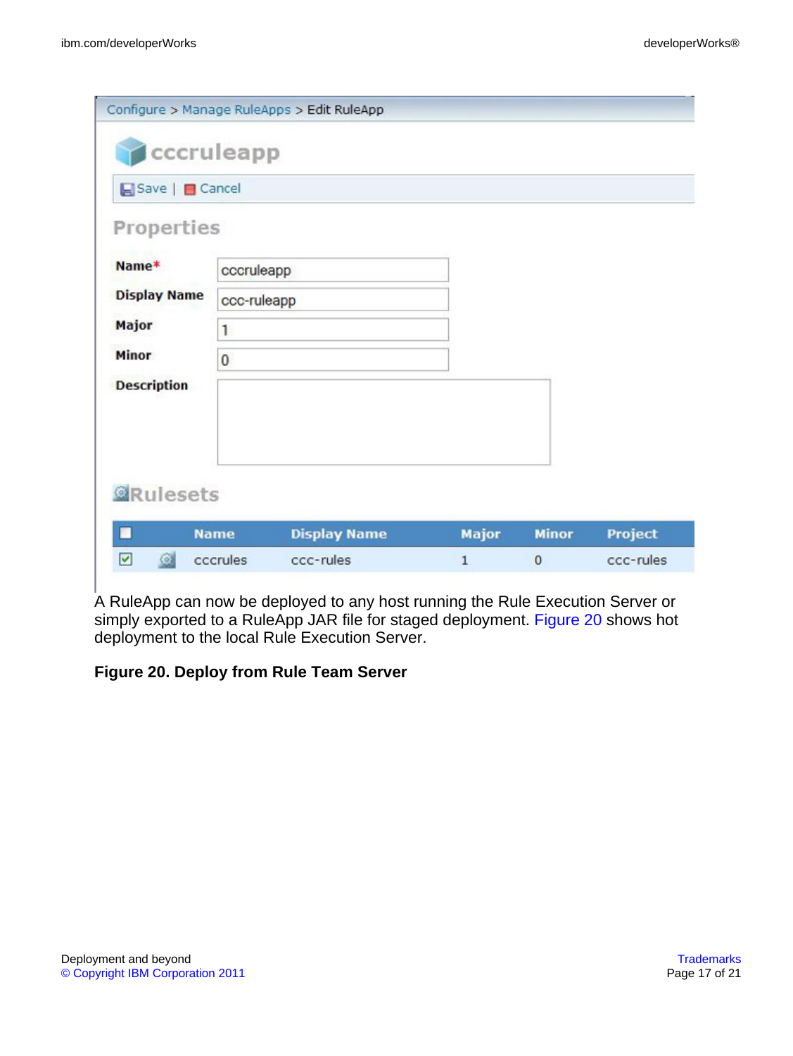A RuleApp can now be deployed to any host running the Rule Execution Server or simply exported to a RuleApp JAR file for staged deployment. Figure 20 shows hot deployment to the local Rule Execution Server.

**Figure 20. Deploy from Rule Team Server**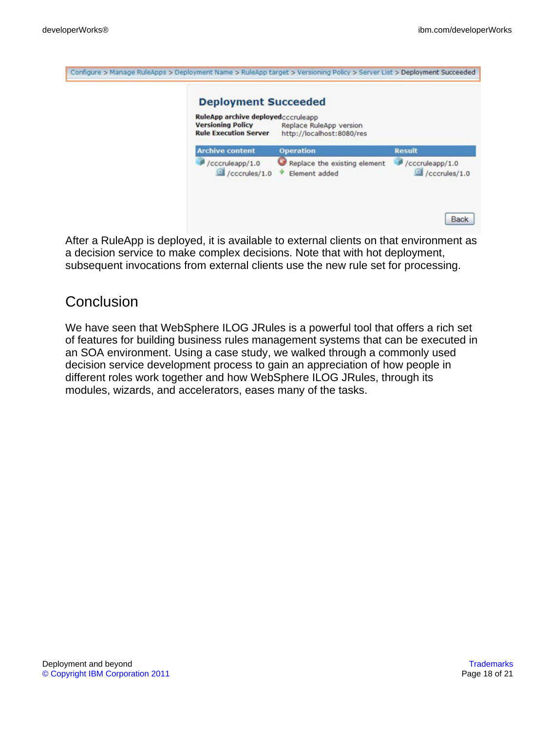Configure > Manage RuleApps > Deployment Name > RuleApp target > Versioning Policy > Server List > Deployment Succeeded

**Deployment Succeeded**

**RuleApp archive deployed** cccruleapp
**Versioning Policy** Replace RuleApp version
**Rule Execution Server** http://localhost:8080/res

| Archive content | Operation | Result |
|---|---|---|
| /cccruleapp/1.0 | Replace the existing element | /cccruleapp/1.0 |
| /cccrules/1.0 | Element added | /cccrules/1.0 |

Back

After a RuleApp is deployed, it is available to external clients on that environment as a decision service to make complex decisions. Note that with hot deployment, subsequent invocations from external clients use the new rule set for processing.

## Conclusion

We have seen that WebSphere ILOG JRules is a powerful tool that offers a rich set of features for building business rules management systems that can be executed in an SOA environment. Using a case study, we walked through a commonly used decision service development process to gain an appreciation of how people in different roles work together and how WebSphere ILOG JRules, through its modules, wizards, and accelerators, eases many of the tasks.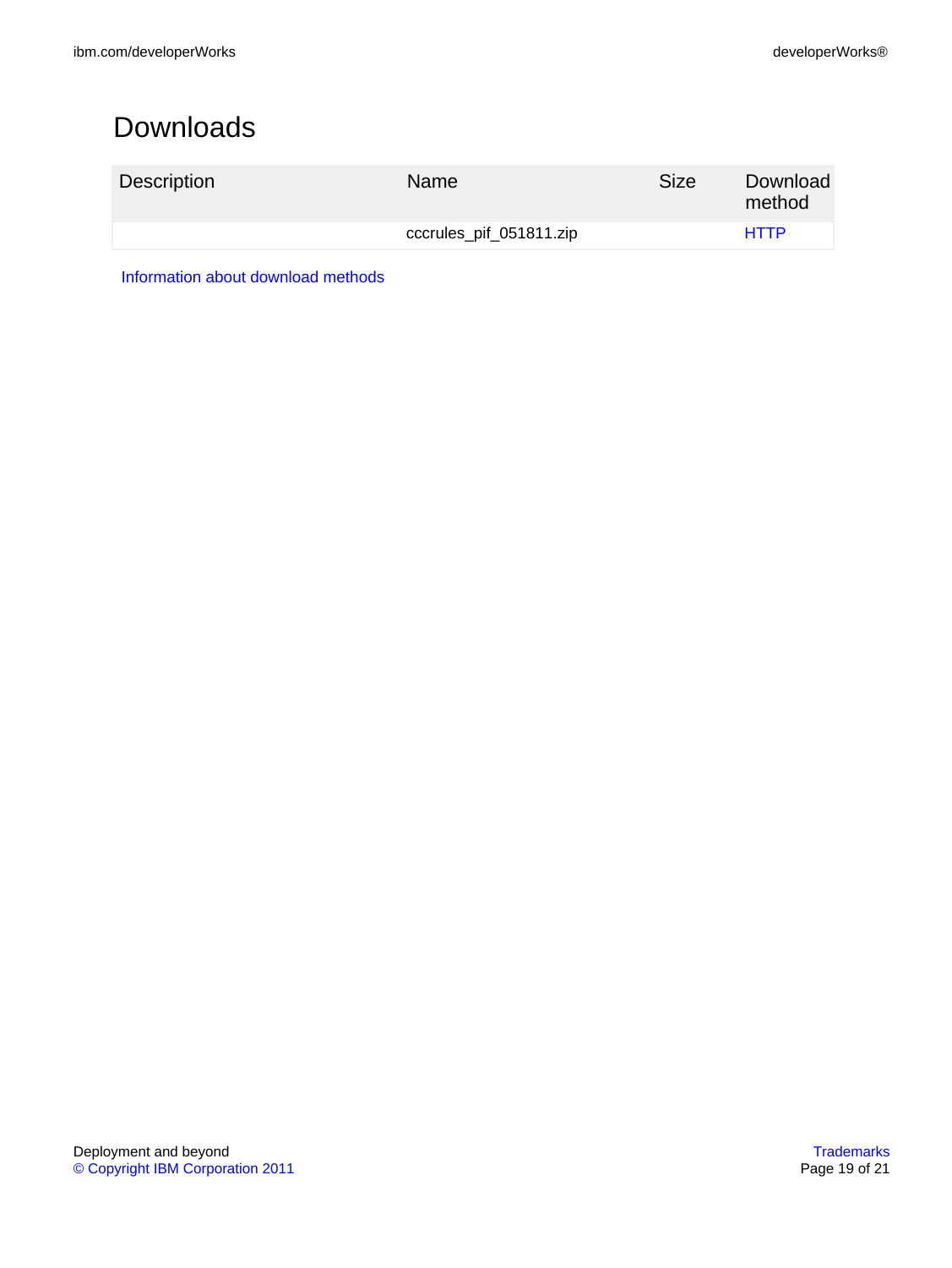# Downloads

| Description | Name | Size | Download method |
|---|---|---|---|
| | cccrules_pif_051811.zip | | HTTP |

Information about download methods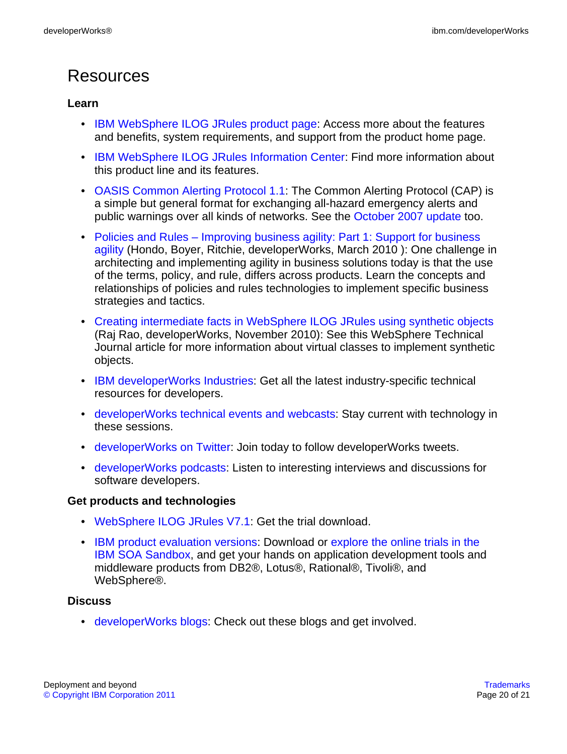# Resources

### Learn

- IBM WebSphere ILOG JRules product page: Access more about the features and benefits, system requirements, and support from the product home page.
- IBM WebSphere ILOG JRules Information Center: Find more information about this product line and its features.
- OASIS Common Alerting Protocol 1.1: The Common Alerting Protocol (CAP) is a simple but general format for exchanging all-hazard emergency alerts and public warnings over all kinds of networks. See the October 2007 update too.
- Policies and Rules – Improving business agility: Part 1: Support for business agility (Hondo, Boyer, Ritchie, developerWorks, March 2010 ): One challenge in architecting and implementing agility in business solutions today is that the use of the terms, policy, and rule, differs across products. Learn the concepts and relationships of policies and rules technologies to implement specific business strategies and tactics.
- Creating intermediate facts in WebSphere ILOG JRules using synthetic objects (Raj Rao, developerWorks, November 2010): See this WebSphere Technical Journal article for more information about virtual classes to implement synthetic objects.
- IBM developerWorks Industries: Get all the latest industry-specific technical resources for developers.
- developerWorks technical events and webcasts: Stay current with technology in these sessions.
- developerWorks on Twitter: Join today to follow developerWorks tweets.
- developerWorks podcasts: Listen to interesting interviews and discussions for software developers.

### Get products and technologies

- WebSphere ILOG JRules V7.1: Get the trial download.
- IBM product evaluation versions: Download or explore the online trials in the IBM SOA Sandbox, and get your hands on application development tools and middleware products from DB2®, Lotus®, Rational®, Tivoli®, and WebSphere®.

### Discuss

- developerWorks blogs: Check out these blogs and get involved.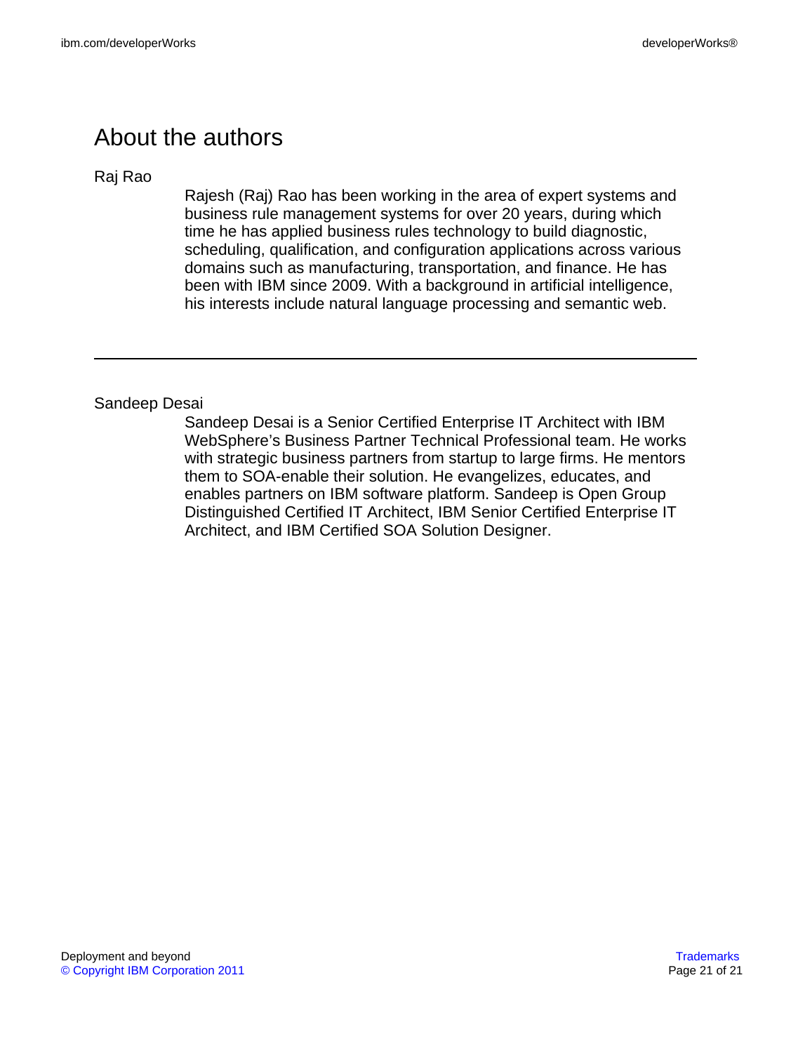## About the authors

Raj Rao

Rajesh (Raj) Rao has been working in the area of expert systems and business rule management systems for over 20 years, during which time he has applied business rules technology to build diagnostic, scheduling, qualification, and configuration applications across various domains such as manufacturing, transportation, and finance. He has been with IBM since 2009. With a background in artificial intelligence, his interests include natural language processing and semantic web.

---

Sandeep Desai

Sandeep Desai is a Senior Certified Enterprise IT Architect with IBM WebSphere's Business Partner Technical Professional team. He works with strategic business partners from startup to large firms. He mentors them to SOA-enable their solution. He evangelizes, educates, and enables partners on IBM software platform. Sandeep is Open Group Distinguished Certified IT Architect, IBM Senior Certified Enterprise IT Architect, and IBM Certified SOA Solution Designer.